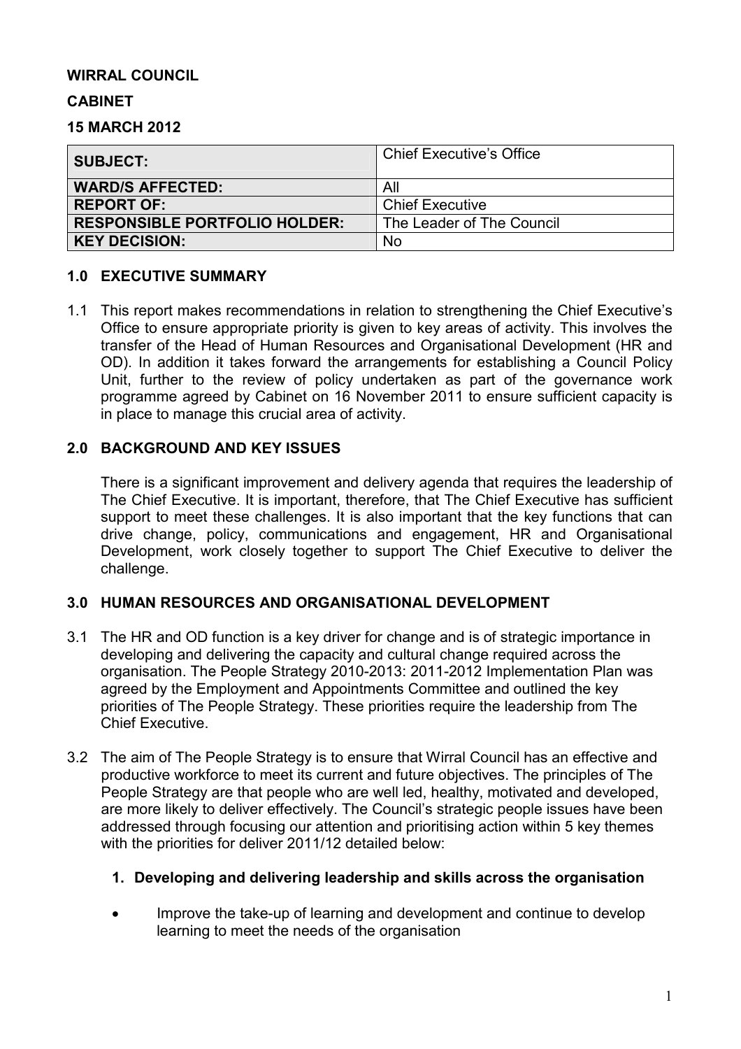**WIRRAL COUNCIL**

**CABINET**

**15 MARCH 2012**

| **SUBJECT:** | Chief Executive's Office |
|---|---|
| **WARD/S AFFECTED:** | All |
| **REPORT OF:** | Chief Executive |
| **RESPONSIBLE PORTFOLIO HOLDER:** | The Leader of The Council |
| **KEY DECISION:** | No |

## 1.0 EXECUTIVE SUMMARY

1.1 This report makes recommendations in relation to strengthening the Chief Executive's Office to ensure appropriate priority is given to key areas of activity. This involves the transfer of the Head of Human Resources and Organisational Development (HR and OD). In addition it takes forward the arrangements for establishing a Council Policy Unit, further to the review of policy undertaken as part of the governance work programme agreed by Cabinet on 16 November 2011 to ensure sufficient capacity is in place to manage this crucial area of activity.

## 2.0 BACKGROUND AND KEY ISSUES

There is a significant improvement and delivery agenda that requires the leadership of The Chief Executive. It is important, therefore, that The Chief Executive has sufficient support to meet these challenges. It is also important that the key functions that can drive change, policy, communications and engagement, HR and Organisational Development, work closely together to support The Chief Executive to deliver the challenge.

## 3.0 HUMAN RESOURCES AND ORGANISATIONAL DEVELOPMENT

3.1 The HR and OD function is a key driver for change and is of strategic importance in developing and delivering the capacity and cultural change required across the organisation. The People Strategy 2010-2013: 2011-2012 Implementation Plan was agreed by the Employment and Appointments Committee and outlined the key priorities of The People Strategy. These priorities require the leadership from The Chief Executive.

3.2 The aim of The People Strategy is to ensure that Wirral Council has an effective and productive workforce to meet its current and future objectives. The principles of The People Strategy are that people who are well led, healthy, motivated and developed, are more likely to deliver effectively. The Council's strategic people issues have been addressed through focusing our attention and prioritising action within 5 key themes with the priorities for deliver 2011/12 detailed below:

**1. Developing and delivering leadership and skills across the organisation**

- Improve the take-up of learning and development and continue to develop learning to meet the needs of the organisation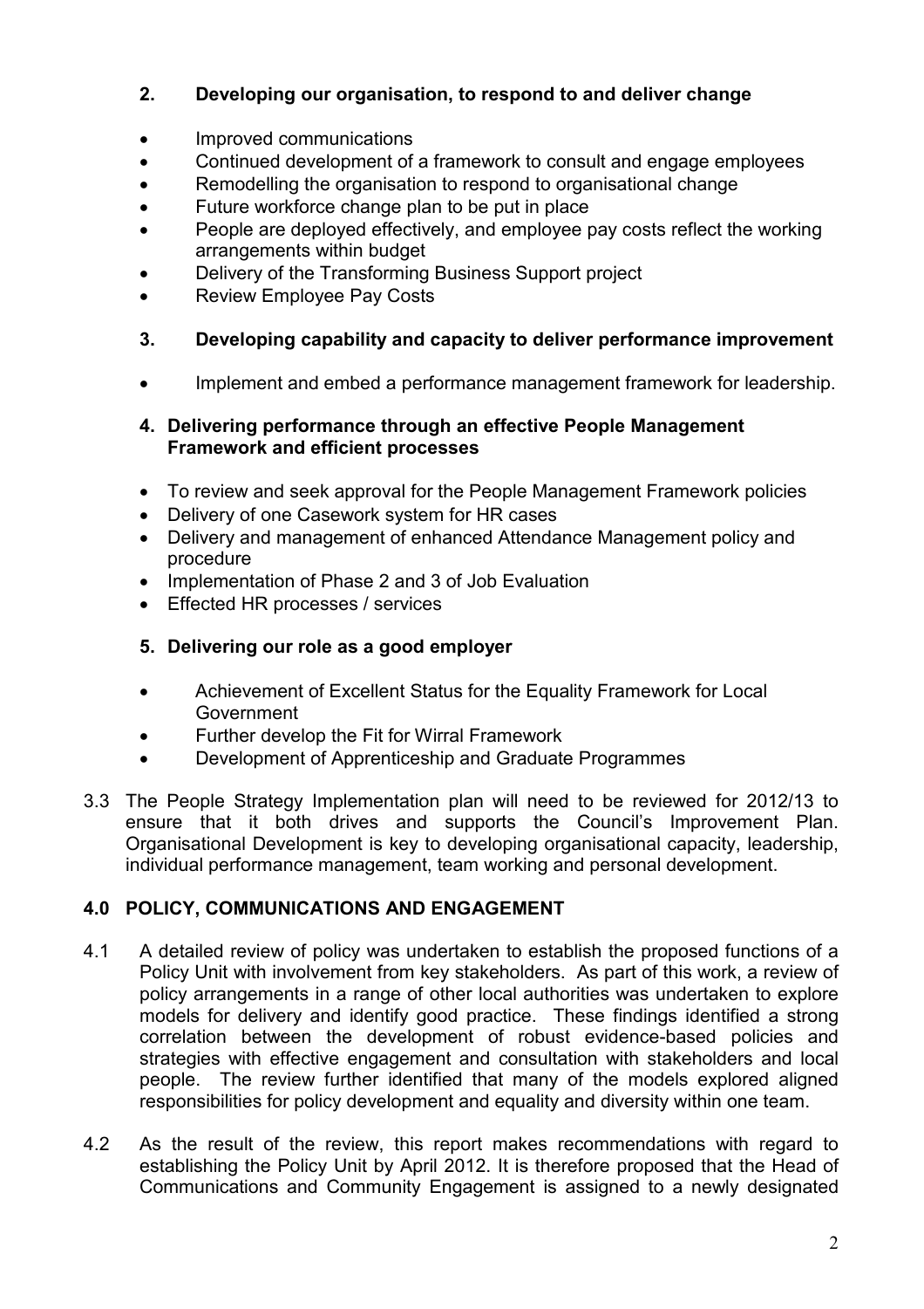**2. Developing our organisation, to respond to and deliver change**

- Improved communications
- Continued development of a framework to consult and engage employees
- Remodelling the organisation to respond to organisational change
- Future workforce change plan to be put in place
- People are deployed effectively, and employee pay costs reflect the working arrangements within budget
- Delivery of the Transforming Business Support project
- Review Employee Pay Costs

**3. Developing capability and capacity to deliver performance improvement**

- Implement and embed a performance management framework for leadership.

**4. Delivering performance through an effective People Management Framework and efficient processes**

- To review and seek approval for the People Management Framework policies
- Delivery of one Casework system for HR cases
- Delivery and management of enhanced Attendance Management policy and procedure
- Implementation of Phase 2 and 3 of Job Evaluation
- Effected HR processes / services

**5. Delivering our role as a good employer**

- Achievement of Excellent Status for the Equality Framework for Local Government
- Further develop the Fit for Wirral Framework
- Development of Apprenticeship and Graduate Programmes

3.3 The People Strategy Implementation plan will need to be reviewed for 2012/13 to ensure that it both drives and supports the Council's Improvement Plan. Organisational Development is key to developing organisational capacity, leadership, individual performance management, team working and personal development.

## 4.0 POLICY, COMMUNICATIONS AND ENGAGEMENT

4.1 A detailed review of policy was undertaken to establish the proposed functions of a Policy Unit with involvement from key stakeholders. As part of this work, a review of policy arrangements in a range of other local authorities was undertaken to explore models for delivery and identify good practice. These findings identified a strong correlation between the development of robust evidence-based policies and strategies with effective engagement and consultation with stakeholders and local people. The review further identified that many of the models explored aligned responsibilities for policy development and equality and diversity within one team.

4.2 As the result of the review, this report makes recommendations with regard to establishing the Policy Unit by April 2012. It is therefore proposed that the Head of Communications and Community Engagement is assigned to a newly designated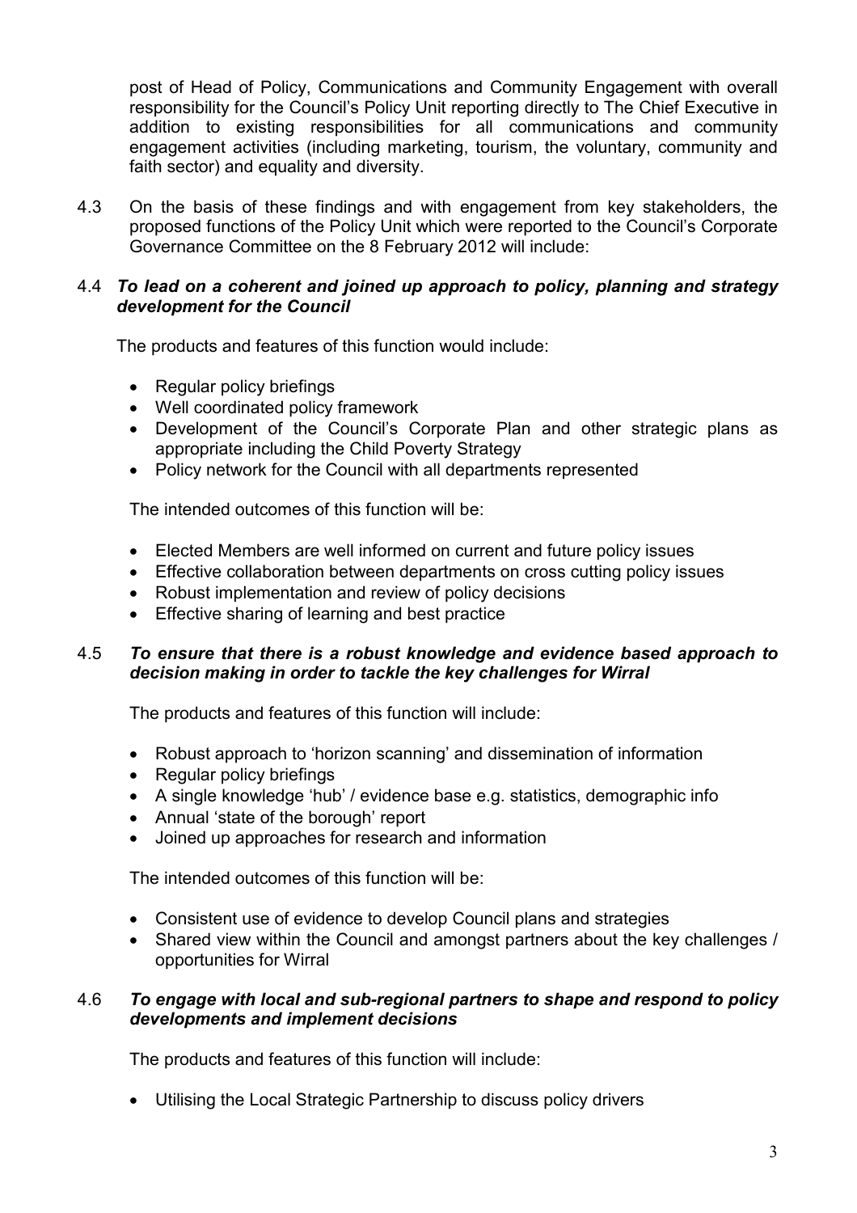post of Head of Policy, Communications and Community Engagement with overall responsibility for the Council's Policy Unit reporting directly to The Chief Executive in addition to existing responsibilities for all communications and community engagement activities (including marketing, tourism, the voluntary, community and faith sector) and equality and diversity.

4.3 On the basis of these findings and with engagement from key stakeholders, the proposed functions of the Policy Unit which were reported to the Council's Corporate Governance Committee on the 8 February 2012 will include:

4.4 ***To lead on a coherent and joined up approach to policy, planning and strategy development for the Council***

The products and features of this function would include:

- Regular policy briefings
- Well coordinated policy framework
- Development of the Council's Corporate Plan and other strategic plans as appropriate including the Child Poverty Strategy
- Policy network for the Council with all departments represented

The intended outcomes of this function will be:

- Elected Members are well informed on current and future policy issues
- Effective collaboration between departments on cross cutting policy issues
- Robust implementation and review of policy decisions
- Effective sharing of learning and best practice

4.5 ***To ensure that there is a robust knowledge and evidence based approach to decision making in order to tackle the key challenges for Wirral***

The products and features of this function will include:

- Robust approach to 'horizon scanning' and dissemination of information
- Regular policy briefings
- A single knowledge 'hub' / evidence base e.g. statistics, demographic info
- Annual 'state of the borough' report
- Joined up approaches for research and information

The intended outcomes of this function will be:

- Consistent use of evidence to develop Council plans and strategies
- Shared view within the Council and amongst partners about the key challenges / opportunities for Wirral

4.6 ***To engage with local and sub-regional partners to shape and respond to policy developments and implement decisions***

The products and features of this function will include:

- Utilising the Local Strategic Partnership to discuss policy drivers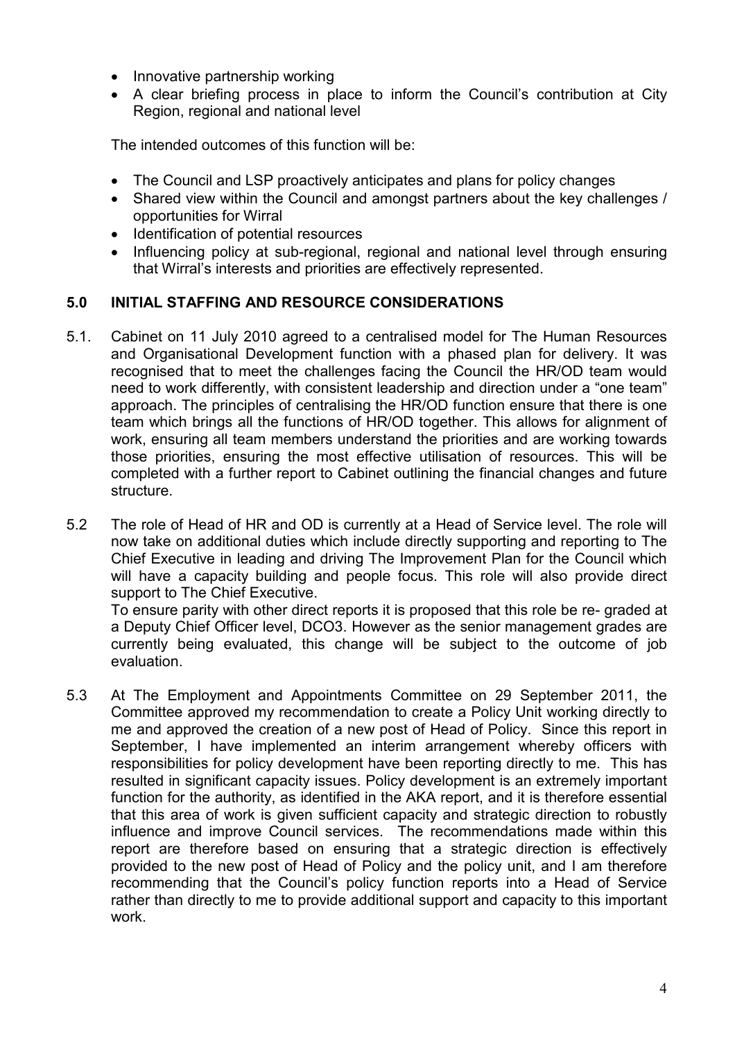- Innovative partnership working
- A clear briefing process in place to inform the Council's contribution at City Region, regional and national level

The intended outcomes of this function will be:

- The Council and LSP proactively anticipates and plans for policy changes
- Shared view within the Council and amongst partners about the key challenges / opportunities for Wirral
- Identification of potential resources
- Influencing policy at sub-regional, regional and national level through ensuring that Wirral's interests and priorities are effectively represented.

## 5.0 INITIAL STAFFING AND RESOURCE CONSIDERATIONS

5.1. Cabinet on 11 July 2010 agreed to a centralised model for The Human Resources and Organisational Development function with a phased plan for delivery. It was recognised that to meet the challenges facing the Council the HR/OD team would need to work differently, with consistent leadership and direction under a "one team" approach. The principles of centralising the HR/OD function ensure that there is one team which brings all the functions of HR/OD together. This allows for alignment of work, ensuring all team members understand the priorities and are working towards those priorities, ensuring the most effective utilisation of resources. This will be completed with a further report to Cabinet outlining the financial changes and future structure.

5.2 The role of Head of HR and OD is currently at a Head of Service level. The role will now take on additional duties which include directly supporting and reporting to The Chief Executive in leading and driving The Improvement Plan for the Council which will have a capacity building and people focus. This role will also provide direct support to The Chief Executive.
To ensure parity with other direct reports it is proposed that this role be re- graded at a Deputy Chief Officer level, DCO3. However as the senior management grades are currently being evaluated, this change will be subject to the outcome of job evaluation.

5.3 At The Employment and Appointments Committee on 29 September 2011, the Committee approved my recommendation to create a Policy Unit working directly to me and approved the creation of a new post of Head of Policy. Since this report in September, I have implemented an interim arrangement whereby officers with responsibilities for policy development have been reporting directly to me. This has resulted in significant capacity issues. Policy development is an extremely important function for the authority, as identified in the AKA report, and it is therefore essential that this area of work is given sufficient capacity and strategic direction to robustly influence and improve Council services. The recommendations made within this report are therefore based on ensuring that a strategic direction is effectively provided to the new post of Head of Policy and the policy unit, and I am therefore recommending that the Council's policy function reports into a Head of Service rather than directly to me to provide additional support and capacity to this important work.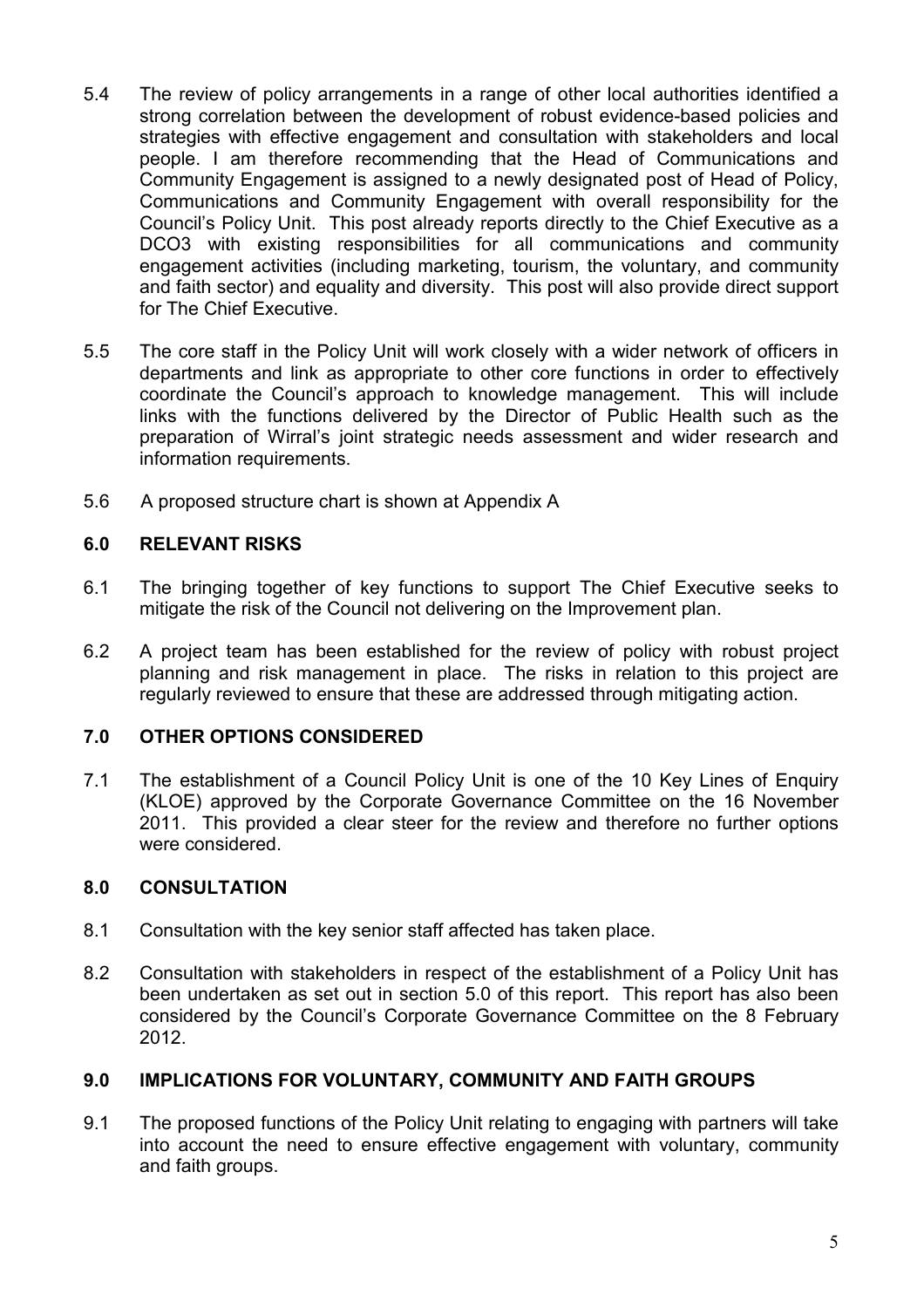5.4 The review of policy arrangements in a range of other local authorities identified a strong correlation between the development of robust evidence-based policies and strategies with effective engagement and consultation with stakeholders and local people. I am therefore recommending that the Head of Communications and Community Engagement is assigned to a newly designated post of Head of Policy, Communications and Community Engagement with overall responsibility for the Council's Policy Unit. This post already reports directly to the Chief Executive as a DCO3 with existing responsibilities for all communications and community engagement activities (including marketing, tourism, the voluntary, and community and faith sector) and equality and diversity. This post will also provide direct support for The Chief Executive.

5.5 The core staff in the Policy Unit will work closely with a wider network of officers in departments and link as appropriate to other core functions in order to effectively coordinate the Council's approach to knowledge management. This will include links with the functions delivered by the Director of Public Health such as the preparation of Wirral's joint strategic needs assessment and wider research and information requirements.

5.6 A proposed structure chart is shown at Appendix A

## 6.0 RELEVANT RISKS

6.1 The bringing together of key functions to support The Chief Executive seeks to mitigate the risk of the Council not delivering on the Improvement plan.

6.2 A project team has been established for the review of policy with robust project planning and risk management in place. The risks in relation to this project are regularly reviewed to ensure that these are addressed through mitigating action.

## 7.0 OTHER OPTIONS CONSIDERED

7.1 The establishment of a Council Policy Unit is one of the 10 Key Lines of Enquiry (KLOE) approved by the Corporate Governance Committee on the 16 November 2011. This provided a clear steer for the review and therefore no further options were considered.

## 8.0 CONSULTATION

8.1 Consultation with the key senior staff affected has taken place.

8.2 Consultation with stakeholders in respect of the establishment of a Policy Unit has been undertaken as set out in section 5.0 of this report. This report has also been considered by the Council's Corporate Governance Committee on the 8 February 2012.

## 9.0 IMPLICATIONS FOR VOLUNTARY, COMMUNITY AND FAITH GROUPS

9.1 The proposed functions of the Policy Unit relating to engaging with partners will take into account the need to ensure effective engagement with voluntary, community and faith groups.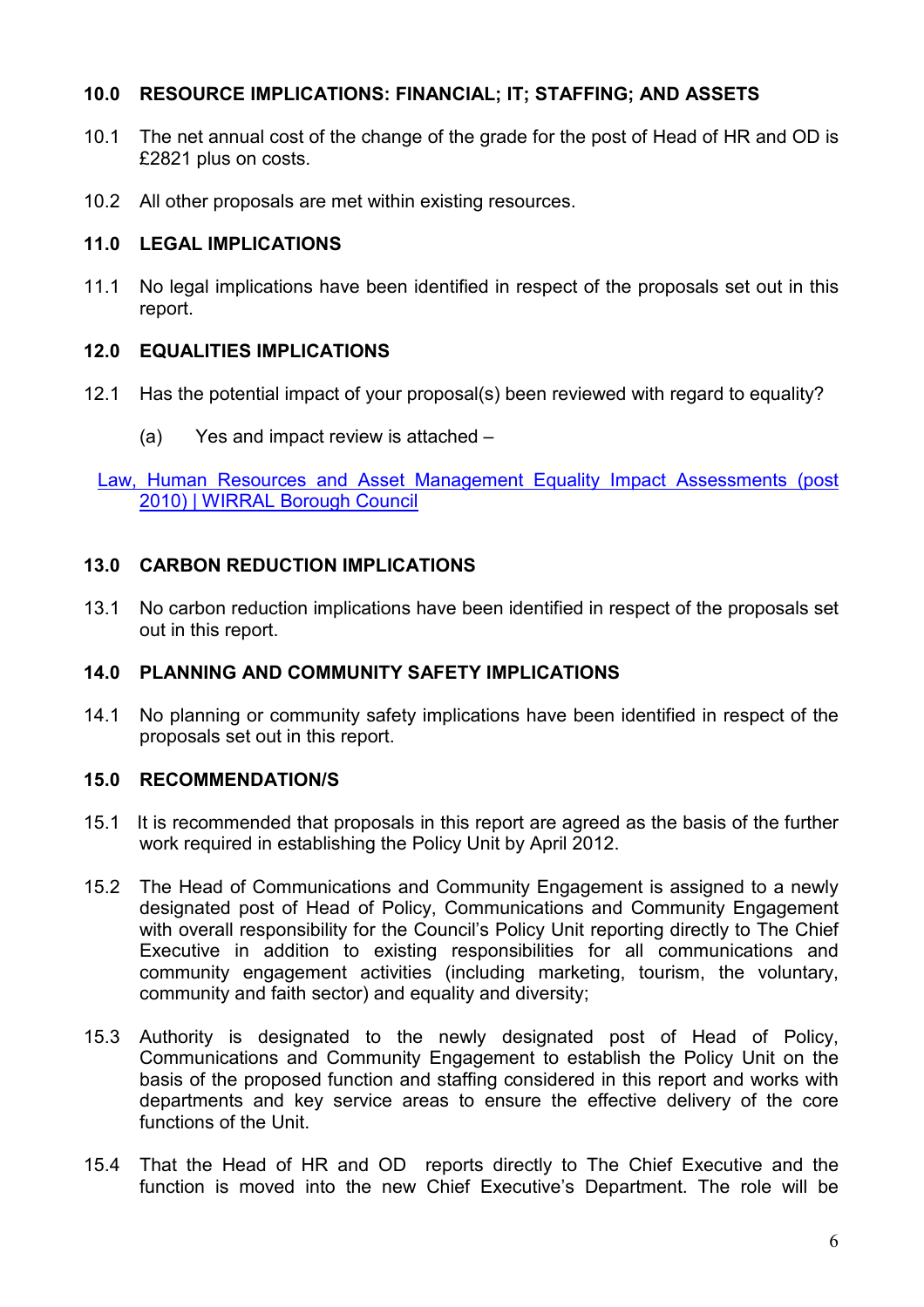## 10.0 RESOURCE IMPLICATIONS: FINANCIAL; IT; STAFFING; AND ASSETS

10.1 The net annual cost of the change of the grade for the post of Head of HR and OD is £2821 plus on costs.

10.2 All other proposals are met within existing resources.

## 11.0 LEGAL IMPLICATIONS

11.1 No legal implications have been identified in respect of the proposals set out in this report.

## 12.0 EQUALITIES IMPLICATIONS

12.1 Has the potential impact of your proposal(s) been reviewed with regard to equality?

(a) Yes and impact review is attached –

Law, Human Resources and Asset Management Equality Impact Assessments (post 2010) | WIRRAL Borough Council

## 13.0 CARBON REDUCTION IMPLICATIONS

13.1 No carbon reduction implications have been identified in respect of the proposals set out in this report.

## 14.0 PLANNING AND COMMUNITY SAFETY IMPLICATIONS

14.1 No planning or community safety implications have been identified in respect of the proposals set out in this report.

## 15.0 RECOMMENDATION/S

15.1 It is recommended that proposals in this report are agreed as the basis of the further work required in establishing the Policy Unit by April 2012.

15.2 The Head of Communications and Community Engagement is assigned to a newly designated post of Head of Policy, Communications and Community Engagement with overall responsibility for the Council's Policy Unit reporting directly to The Chief Executive in addition to existing responsibilities for all communications and community engagement activities (including marketing, tourism, the voluntary, community and faith sector) and equality and diversity;

15.3 Authority is designated to the newly designated post of Head of Policy, Communications and Community Engagement to establish the Policy Unit on the basis of the proposed function and staffing considered in this report and works with departments and key service areas to ensure the effective delivery of the core functions of the Unit.

15.4 That the Head of HR and OD reports directly to The Chief Executive and the function is moved into the new Chief Executive's Department. The role will be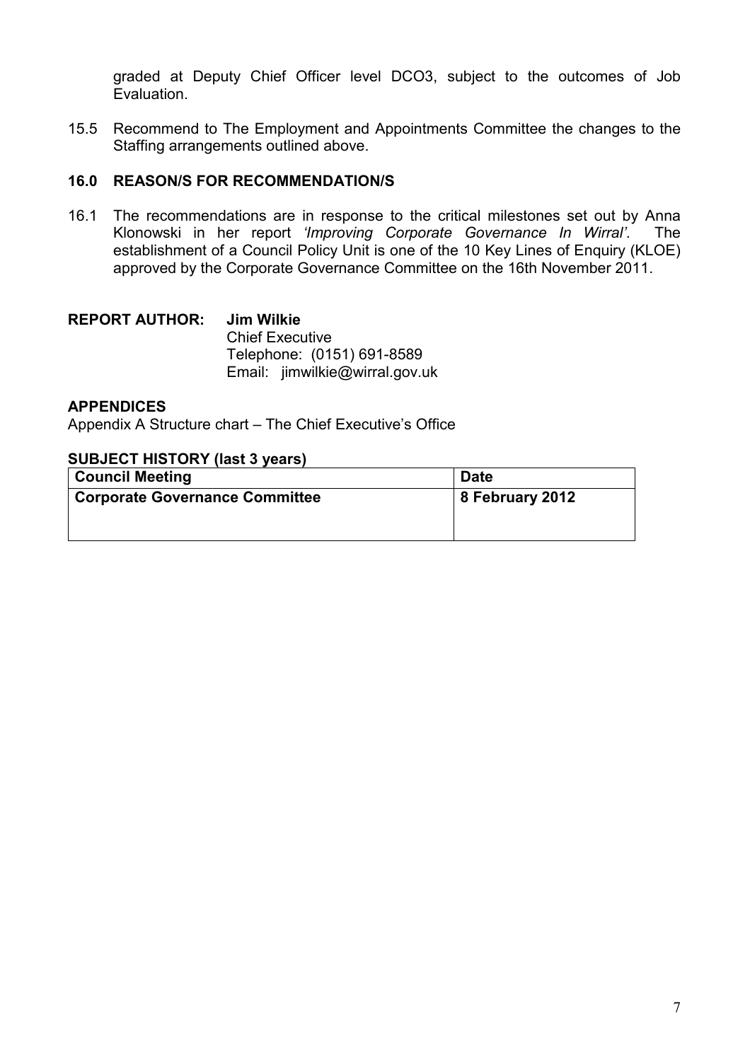graded at Deputy Chief Officer level DCO3, subject to the outcomes of Job Evaluation.

15.5 Recommend to The Employment and Appointments Committee the changes to the Staffing arrangements outlined above.

## 16.0 REASON/S FOR RECOMMENDATION/S

16.1 The recommendations are in response to the critical milestones set out by Anna Klonowski in her report *'Improving Corporate Governance In Wirral'*. The establishment of a Council Policy Unit is one of the 10 Key Lines of Enquiry (KLOE) approved by the Corporate Governance Committee on the 16th November 2011.

**REPORT AUTHOR:** **Jim Wilkie**
Chief Executive
Telephone: (0151) 691-8589
Email: jimwilkie@wirral.gov.uk

## APPENDICES

Appendix A Structure chart – The Chief Executive's Office

## SUBJECT HISTORY (last 3 years)

| Council Meeting | Date |
|---|---|
| **Corporate Governance Committee** | **8 February 2012** |